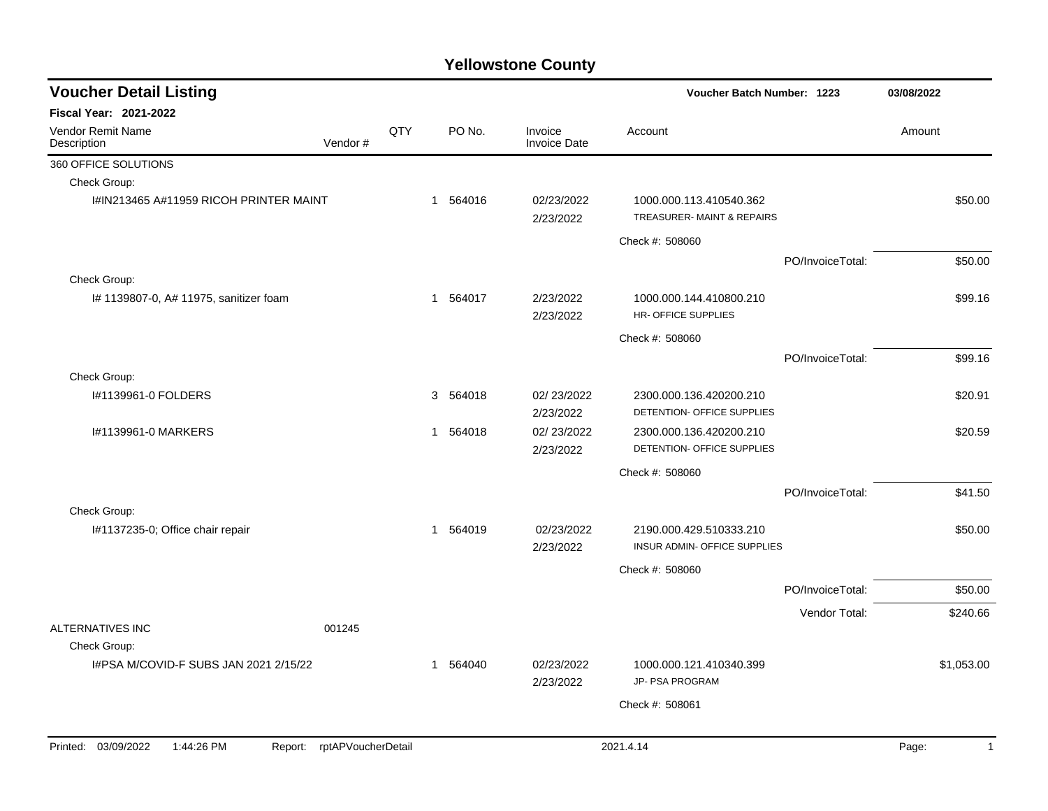# Yellowstone County

## Voucher Detail Listing

**Voucher Batch Number: 1223** — **03/08/2022**

**Fiscal Year: 2021-2022**

| Vendor Remit Name / Description | Vendor # | QTY | PO No. | Invoice / Invoice Date | Account | Amount |
|---|---|---|---|---|---|---|
| 360 OFFICE SOLUTIONS | | | | | | |
| Check Group: | | | | | | |
| I#IN213465 A#11959 RICOH PRINTER MAINT | | 1 | 564016 | 02/23/2022 / 2/23/2022 | 1000.000.113.410540.362 TREASURER- MAINT & REPAIRS | $50.00 |
| | | | | | Check #: 508060 | |
| | | | | | PO/InvoiceTotal: | $50.00 |
| Check Group: | | | | | | |
| I# 1139807-0, A# 11975, sanitizer foam | | 1 | 564017 | 2/23/2022 / 2/23/2022 | 1000.000.144.410800.210 HR- OFFICE SUPPLIES | $99.16 |
| | | | | | Check #: 508060 | |
| | | | | | PO/InvoiceTotal: | $99.16 |
| Check Group: | | | | | | |
| I#1139961-0 FOLDERS | | 3 | 564018 | 02/ 23/2022 / 2/23/2022 | 2300.000.136.420200.210 DETENTION- OFFICE SUPPLIES | $20.91 |
| I#1139961-0 MARKERS | | 1 | 564018 | 02/ 23/2022 / 2/23/2022 | 2300.000.136.420200.210 DETENTION- OFFICE SUPPLIES | $20.59 |
| | | | | | Check #: 508060 | |
| | | | | | PO/InvoiceTotal: | $41.50 |
| Check Group: | | | | | | |
| I#1137235-0; Office chair repair | | 1 | 564019 | 02/23/2022 / 2/23/2022 | 2190.000.429.510333.210 INSUR ADMIN- OFFICE SUPPLIES | $50.00 |
| | | | | | Check #: 508060 | |
| | | | | | PO/InvoiceTotal: | $50.00 |
| | | | | | Vendor Total: | $240.66 |
| ALTERNATIVES INC | 001245 | | | | | |
| Check Group: | | | | | | |
| I#PSA M/COVID-F SUBS JAN 2021 2/15/22 | | 1 | 564040 | 02/23/2022 / 2/23/2022 | 1000.000.121.410340.399 JP- PSA PROGRAM | $1,053.00 |
| | | | | | Check #: 508061 | |

Printed: 03/09/2022 1:44:26 PM Report: rptAPVoucherDetail 2021.4.14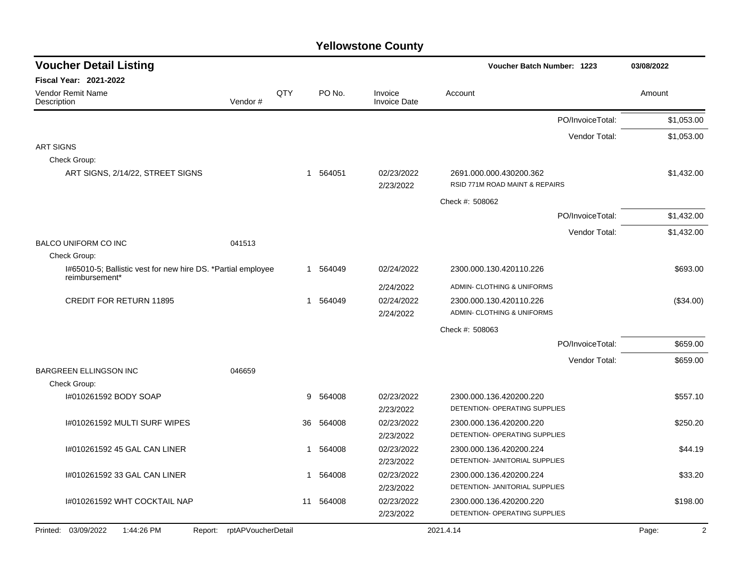# Yellowstone County

## Voucher Detail Listing

**Voucher Batch Number: 1223** — 03/08/2022

**Fiscal Year: 2021-2022**

| Vendor Remit Name / Description | Vendor # | QTY | PO No. | Invoice / Invoice Date | Account | Amount |
|---|---|---|---|---|---|---|
| | | | | | PO/InvoiceTotal: | $1,053.00 |
| | | | | | Vendor Total: | $1,053.00 |
| ART SIGNS | | | | | | |
| Check Group: | | | | | | |
| ART SIGNS, 2/14/22, STREET SIGNS | | 1 | 564051 | 02/23/2022 / 2/23/2022 | 2691.000.000.430200.362 RSID 771M ROAD MAINT & REPAIRS | $1,432.00 |
| | | | | | Check #: 508062 | |
| | | | | | PO/InvoiceTotal: | $1,432.00 |
| | | | | | Vendor Total: | $1,432.00 |
| BALCO UNIFORM CO INC | 041513 | | | | | |
| Check Group: | | | | | | |
| I#65010-5; Ballistic vest for new hire DS. *Partial employee reimbursement* | | 1 | 564049 | 02/24/2022 / 2/24/2022 | 2300.000.130.420110.226 ADMIN- CLOTHING & UNIFORMS | $693.00 |
| CREDIT FOR RETURN 11895 | | 1 | 564049 | 02/24/2022 / 2/24/2022 | 2300.000.130.420110.226 ADMIN- CLOTHING & UNIFORMS | ($34.00) |
| | | | | | Check #: 508063 | |
| | | | | | PO/InvoiceTotal: | $659.00 |
| | | | | | Vendor Total: | $659.00 |
| BARGREEN ELLINGSON INC | 046659 | | | | | |
| Check Group: | | | | | | |
| I#010261592 BODY SOAP | | 9 | 564008 | 02/23/2022 / 2/23/2022 | 2300.000.136.420200.220 DETENTION- OPERATING SUPPLIES | $557.10 |
| I#010261592 MULTI SURF WIPES | | 36 | 564008 | 02/23/2022 / 2/23/2022 | 2300.000.136.420200.220 DETENTION- OPERATING SUPPLIES | $250.20 |
| I#010261592 45 GAL CAN LINER | | 1 | 564008 | 02/23/2022 / 2/23/2022 | 2300.000.136.420200.224 DETENTION- JANITORIAL SUPPLIES | $44.19 |
| I#010261592 33 GAL CAN LINER | | 1 | 564008 | 02/23/2022 / 2/23/2022 | 2300.000.136.420200.224 DETENTION- JANITORIAL SUPPLIES | $33.20 |
| I#010261592 WHT COCKTAIL NAP | | 11 | 564008 | 02/23/2022 / 2/23/2022 | 2300.000.136.420200.220 DETENTION- OPERATING SUPPLIES | $198.00 |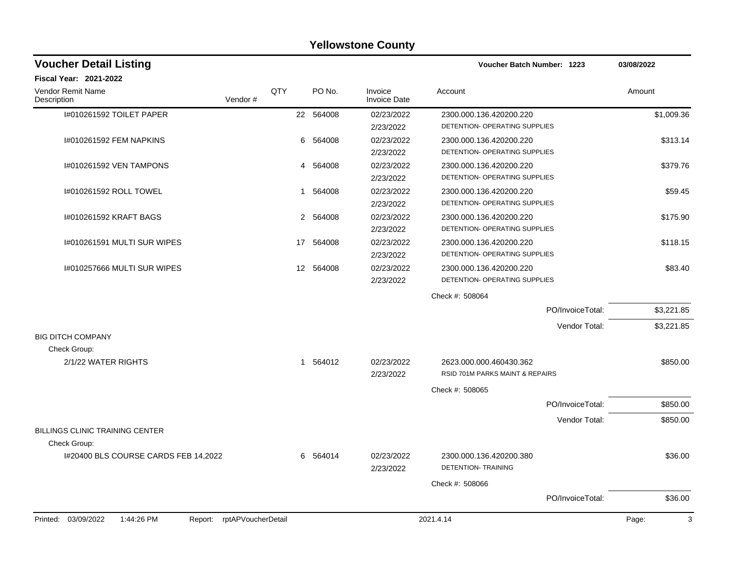# Yellowstone County

## Voucher Detail Listing

Voucher Batch Number: 1223 — 03/08/2022

**Fiscal Year: 2021-2022**

| Vendor Remit Name / Description | Vendor # | QTY | PO No. | Invoice / Invoice Date | Account | Amount |
|---|---|---|---|---|---|---|
| I#010261592 TOILET PAPER | | 22 | 564008 | 02/23/2022 / 2/23/2022 | 2300.000.136.420200.220 DETENTION- OPERATING SUPPLIES | $1,009.36 |
| I#010261592 FEM NAPKINS | | 6 | 564008 | 02/23/2022 / 2/23/2022 | 2300.000.136.420200.220 DETENTION- OPERATING SUPPLIES | $313.14 |
| I#010261592 VEN TAMPONS | | 4 | 564008 | 02/23/2022 / 2/23/2022 | 2300.000.136.420200.220 DETENTION- OPERATING SUPPLIES | $379.76 |
| I#010261592 ROLL TOWEL | | 1 | 564008 | 02/23/2022 / 2/23/2022 | 2300.000.136.420200.220 DETENTION- OPERATING SUPPLIES | $59.45 |
| I#010261592 KRAFT BAGS | | 2 | 564008 | 02/23/2022 / 2/23/2022 | 2300.000.136.420200.220 DETENTION- OPERATING SUPPLIES | $175.90 |
| I#010261591 MULTI SUR WIPES | | 17 | 564008 | 02/23/2022 / 2/23/2022 | 2300.000.136.420200.220 DETENTION- OPERATING SUPPLIES | $118.15 |
| I#010257666 MULTI SUR WIPES | | 12 | 564008 | 02/23/2022 / 2/23/2022 | 2300.000.136.420200.220 DETENTION- OPERATING SUPPLIES | $83.40 |
| | | | | | Check #: 508064 | |
| | | | | | PO/InvoiceTotal: | $3,221.85 |
| | | | | | Vendor Total: | $3,221.85 |
| **BIG DITCH COMPANY** | | | | | | |
| Check Group: | | | | | | |
| 2/1/22 WATER RIGHTS | | 1 | 564012 | 02/23/2022 / 2/23/2022 | 2623.000.000.460430.362 RSID 701M PARKS MAINT & REPAIRS | $850.00 |
| | | | | | Check #: 508065 | |
| | | | | | PO/InvoiceTotal: | $850.00 |
| | | | | | Vendor Total: | $850.00 |
| **BILLINGS CLINIC TRAINING CENTER** | | | | | | |
| Check Group: | | | | | | |
| I#20400 BLS COURSE CARDS FEB 14,2022 | | 6 | 564014 | 02/23/2022 / 2/23/2022 | 2300.000.136.420200.380 DETENTION- TRAINING | $36.00 |
| | | | | | Check #: 508066 | |
| | | | | | PO/InvoiceTotal: | $36.00 |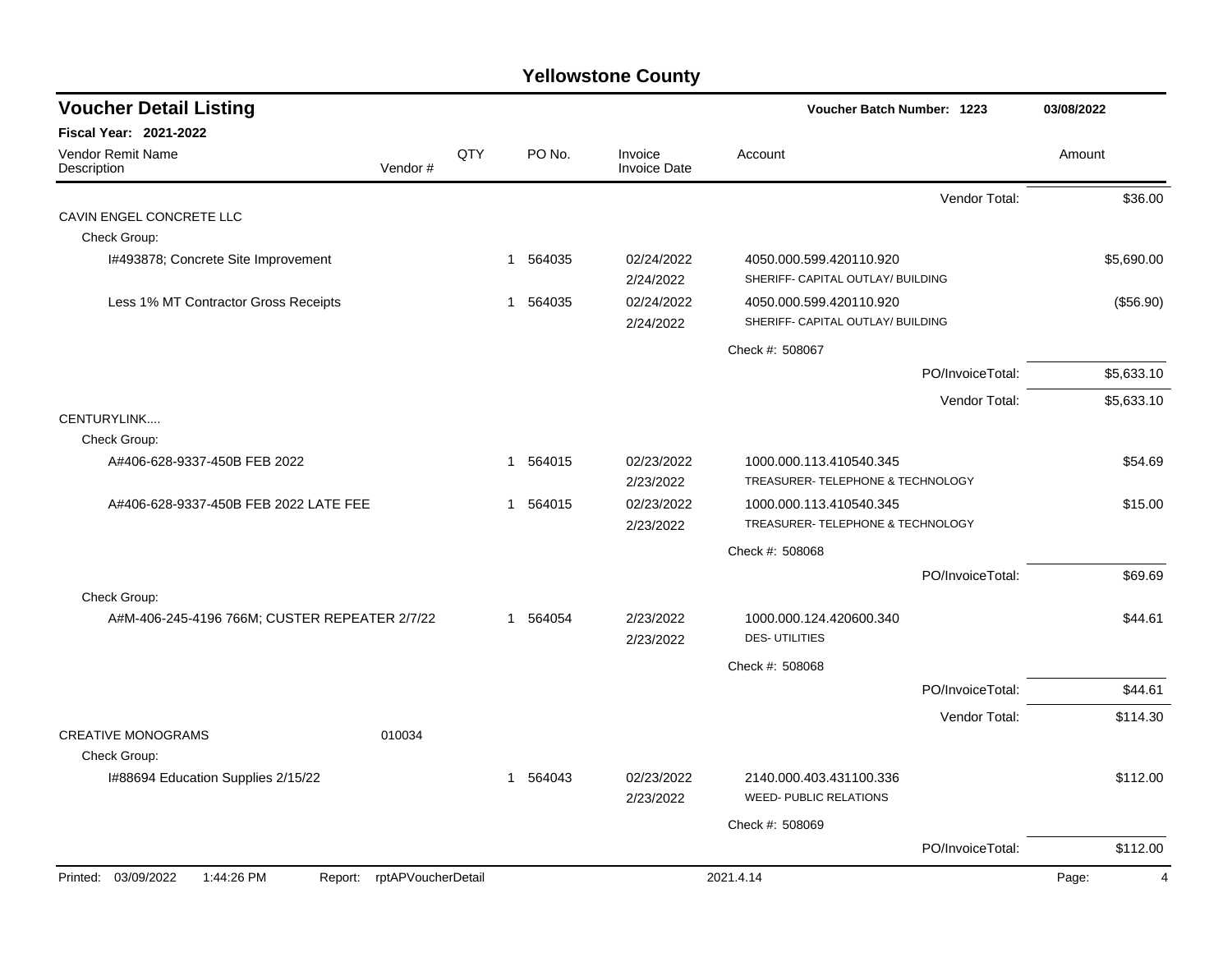# Yellowstone County

## Voucher Detail Listing

**Voucher Batch Number: 1223** — 03/08/2022

**Fiscal Year: 2021-2022**

| Vendor Remit Name / Description | Vendor # | QTY | PO No. | Invoice / Invoice Date | Account | Amount |
|---|---|---|---|---|---|---|
| | | | | | Vendor Total: | $36.00 |
| CAVIN ENGEL CONCRETE LLC | | | | | | |
| Check Group: | | | | | | |
| I#493878; Concrete Site Improvement | | 1 | 564035 | 02/24/2022<br>2/24/2022 | 4050.000.599.420110.920<br>SHERIFF- CAPITAL OUTLAY/ BUILDING | $5,690.00 |
| Less 1% MT Contractor Gross Receipts | | 1 | 564035 | 02/24/2022<br>2/24/2022 | 4050.000.599.420110.920<br>SHERIFF- CAPITAL OUTLAY/ BUILDING | ($56.90) |
| | | | | | Check #: 508067 | |
| | | | | | PO/InvoiceTotal: | $5,633.10 |
| | | | | | Vendor Total: | $5,633.10 |
| CENTURYLINK.... | | | | | | |
| Check Group: | | | | | | |
| A#406-628-9337-450B FEB 2022 | | 1 | 564015 | 02/23/2022<br>2/23/2022 | 1000.000.113.410540.345<br>TREASURER- TELEPHONE & TECHNOLOGY | $54.69 |
| A#406-628-9337-450B FEB 2022 LATE FEE | | 1 | 564015 | 02/23/2022<br>2/23/2022 | 1000.000.113.410540.345<br>TREASURER- TELEPHONE & TECHNOLOGY | $15.00 |
| | | | | | Check #: 508068 | |
| | | | | | PO/InvoiceTotal: | $69.69 |
| Check Group: | | | | | | |
| A#M-406-245-4196 766M; CUSTER REPEATER 2/7/22 | | 1 | 564054 | 2/23/2022<br>2/23/2022 | 1000.000.124.420600.340<br>DES- UTILITIES | $44.61 |
| | | | | | Check #: 508068 | |
| | | | | | PO/InvoiceTotal: | $44.61 |
| | | | | | Vendor Total: | $114.30 |
| CREATIVE MONOGRAMS | 010034 | | | | | |
| Check Group: | | | | | | |
| I#88694 Education Supplies 2/15/22 | | 1 | 564043 | 02/23/2022<br>2/23/2022 | 2140.000.403.431100.336<br>WEED- PUBLIC RELATIONS | $112.00 |
| | | | | | Check #: 508069 | |
| | | | | | PO/InvoiceTotal: | $112.00 |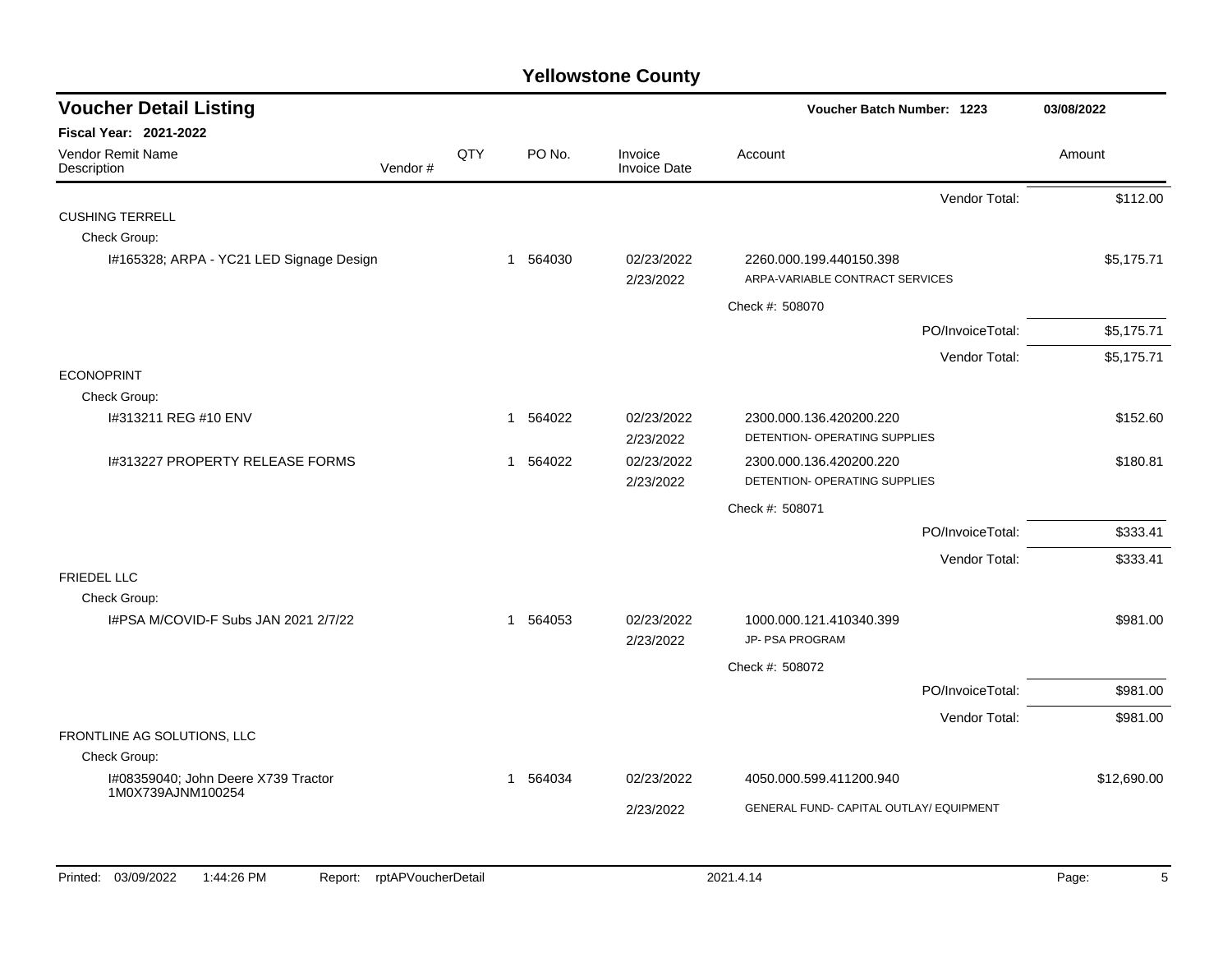# Yellowstone County

## Voucher Detail Listing

**Voucher Batch Number: 1223** — 03/08/2022

**Fiscal Year: 2021-2022**

| Vendor Remit Name / Description | Vendor # | QTY | PO No. | Invoice / Invoice Date | Account | Amount |
|---|---|---|---|---|---|---|
| | | | | | Vendor Total: | $112.00 |
| CUSHING TERRELL | | | | | | |
| Check Group: | | | | | | |
| I#165328; ARPA - YC21 LED Signage Design | | 1 | 564030 | 02/23/2022 / 2/23/2022 | 2260.000.199.440150.398 ARPA-VARIABLE CONTRACT SERVICES | $5,175.71 |
| | | | | | Check #: 508070 | |
| | | | | | PO/InvoiceTotal: | $5,175.71 |
| | | | | | Vendor Total: | $5,175.71 |
| ECONOPRINT | | | | | | |
| Check Group: | | | | | | |
| I#313211 REG #10 ENV | | 1 | 564022 | 02/23/2022 / 2/23/2022 | 2300.000.136.420200.220 DETENTION- OPERATING SUPPLIES | $152.60 |
| I#313227 PROPERTY RELEASE FORMS | | 1 | 564022 | 02/23/2022 / 2/23/2022 | 2300.000.136.420200.220 DETENTION- OPERATING SUPPLIES | $180.81 |
| | | | | | Check #: 508071 | |
| | | | | | PO/InvoiceTotal: | $333.41 |
| | | | | | Vendor Total: | $333.41 |
| FRIEDEL LLC | | | | | | |
| Check Group: | | | | | | |
| I#PSA M/COVID-F Subs JAN 2021 2/7/22 | | 1 | 564053 | 02/23/2022 / 2/23/2022 | 1000.000.121.410340.399 JP- PSA PROGRAM | $981.00 |
| | | | | | Check #: 508072 | |
| | | | | | PO/InvoiceTotal: | $981.00 |
| | | | | | Vendor Total: | $981.00 |
| FRONTLINE AG SOLUTIONS, LLC | | | | | | |
| Check Group: | | | | | | |
| I#08359040; John Deere X739 Tractor 1M0X739AJNM100254 | | 1 | 564034 | 02/23/2022 / 2/23/2022 | 4050.000.599.411200.940 GENERAL FUND- CAPITAL OUTLAY/ EQUIPMENT | $12,690.00 |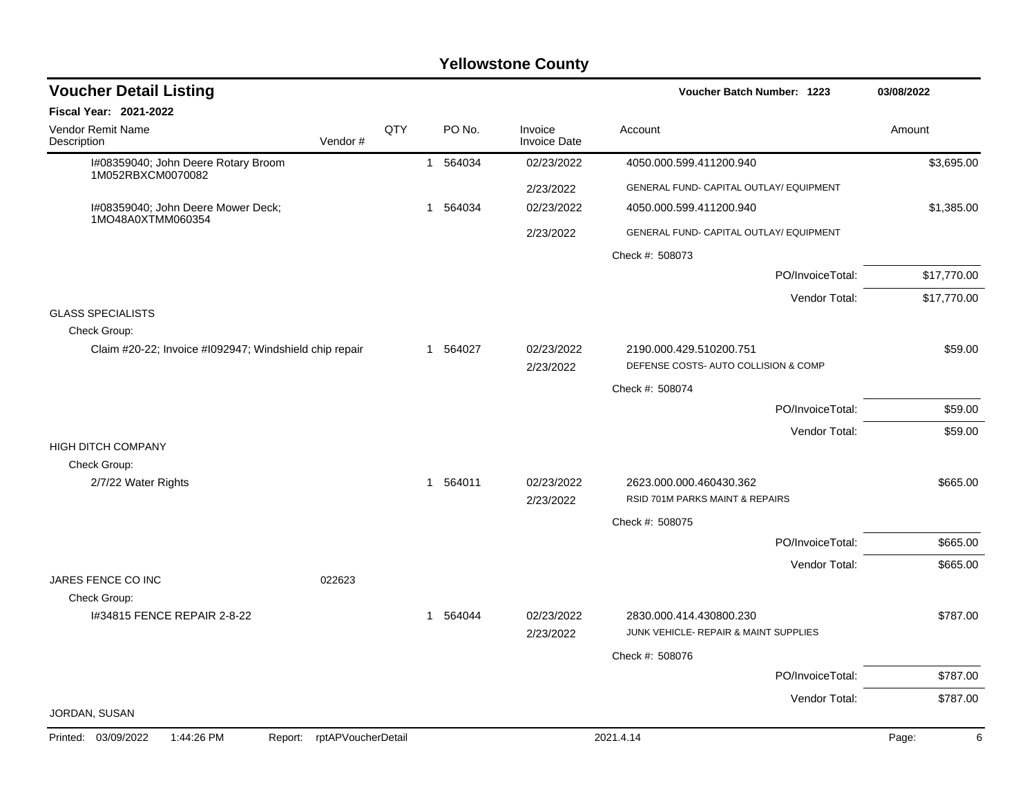# Yellowstone County

## Voucher Detail Listing

**Voucher Batch Number: 1223** — 03/08/2022

**Fiscal Year: 2021-2022**

| Vendor Remit Name / Description | Vendor # | QTY | PO No. | Invoice / Invoice Date | Account | Amount |
|---|---|---|---|---|---|---|
| I#08359040; John Deere Rotary Broom 1M052RBXCM0070082 | | 1 | 564034 | 02/23/2022 | 4050.000.599.411200.940 | $3,695.00 |
| | | | | 2/23/2022 | GENERAL FUND- CAPITAL OUTLAY/ EQUIPMENT | |
| I#08359040; John Deere Mower Deck; 1MO48A0XTMM060354 | | 1 | 564034 | 02/23/2022 | 4050.000.599.411200.940 | $1,385.00 |
| | | | | 2/23/2022 | GENERAL FUND- CAPITAL OUTLAY/ EQUIPMENT | |
| | | | | | Check #: 508073 | |
| | | | | | PO/InvoiceTotal: | $17,770.00 |
| | | | | | Vendor Total: | $17,770.00 |
| GLASS SPECIALISTS | | | | | | |
| Check Group: | | | | | | |
| Claim #20-22; Invoice #I092947; Windshield chip repair | | 1 | 564027 | 02/23/2022 | 2190.000.429.510200.751 | $59.00 |
| | | | | 2/23/2022 | DEFENSE COSTS- AUTO COLLISION & COMP | |
| | | | | | Check #: 508074 | |
| | | | | | PO/InvoiceTotal: | $59.00 |
| | | | | | Vendor Total: | $59.00 |
| HIGH DITCH COMPANY | | | | | | |
| Check Group: | | | | | | |
| 2/7/22 Water Rights | | 1 | 564011 | 02/23/2022 | 2623.000.000.460430.362 | $665.00 |
| | | | | 2/23/2022 | RSID 701M PARKS MAINT & REPAIRS | |
| | | | | | Check #: 508075 | |
| | | | | | PO/InvoiceTotal: | $665.00 |
| | | | | | Vendor Total: | $665.00 |
| JARES FENCE CO INC | 022623 | | | | | |
| Check Group: | | | | | | |
| I#34815 FENCE REPAIR 2-8-22 | | 1 | 564044 | 02/23/2022 | 2830.000.414.430800.230 | $787.00 |
| | | | | 2/23/2022 | JUNK VEHICLE- REPAIR & MAINT SUPPLIES | |
| | | | | | Check #: 508076 | |
| | | | | | PO/InvoiceTotal: | $787.00 |
| | | | | | Vendor Total: | $787.00 |
| JORDAN, SUSAN | | | | | | |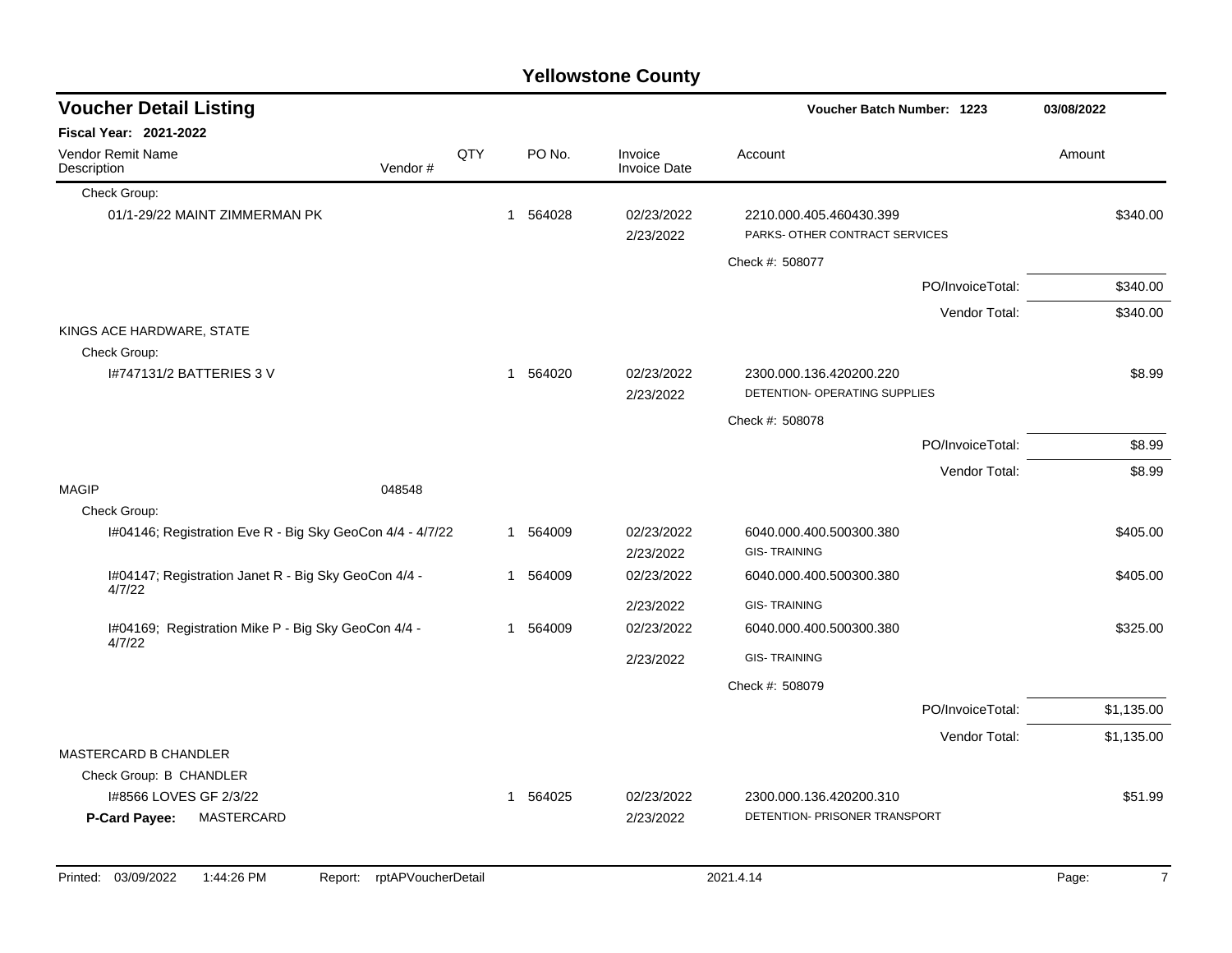# Yellowstone County

## Voucher Detail Listing

**Voucher Batch Number: 1223** | **03/08/2022**

**Fiscal Year: 2021-2022**

| Vendor Remit Name / Description | Vendor # | QTY | PO No. | Invoice / Invoice Date | Account | Amount |
|---|---|---|---|---|---|---|
| Check Group: | | | | | | |
| 01/1-29/22 MAINT ZIMMERMAN PK | | 1 | 564028 | 02/23/2022 / 2/23/2022 | 2210.000.405.460430.399 PARKS- OTHER CONTRACT SERVICES | $340.00 |
| | | | | | Check #: 508077 | |
| | | | | | PO/InvoiceTotal: | $340.00 |
| | | | | | Vendor Total: | $340.00 |
| KINGS ACE HARDWARE, STATE | | | | | | |
| Check Group: | | | | | | |
| I#747131/2 BATTERIES 3 V | | 1 | 564020 | 02/23/2022 / 2/23/2022 | 2300.000.136.420200.220 DETENTION- OPERATING SUPPLIES | $8.99 |
| | | | | | Check #: 508078 | |
| | | | | | PO/InvoiceTotal: | $8.99 |
| | | | | | Vendor Total: | $8.99 |
| MAGIP | 048548 | | | | | |
| Check Group: | | | | | | |
| I#04146; Registration Eve R - Big Sky GeoCon 4/4 - 4/7/22 | | 1 | 564009 | 02/23/2022 / 2/23/2022 | 6040.000.400.500300.380 GIS- TRAINING | $405.00 |
| I#04147; Registration Janet R - Big Sky GeoCon 4/4 - 4/7/22 | | 1 | 564009 | 02/23/2022 / 2/23/2022 | 6040.000.400.500300.380 GIS- TRAINING | $405.00 |
| I#04169; Registration Mike P - Big Sky GeoCon 4/4 - 4/7/22 | | 1 | 564009 | 02/23/2022 / 2/23/2022 | 6040.000.400.500300.380 GIS- TRAINING | $325.00 |
| | | | | | Check #: 508079 | |
| | | | | | PO/InvoiceTotal: | $1,135.00 |
| | | | | | Vendor Total: | $1,135.00 |
| MASTERCARD B CHANDLER | | | | | | |
| Check Group: B CHANDLER | | | | | | |
| I#8566 LOVES GF 2/3/22 | | 1 | 564025 | 02/23/2022 / 2/23/2022 | 2300.000.136.420200.310 DETENTION- PRISONER TRANSPORT | $51.99 |
| **P-Card Payee:** MASTERCARD | | | | | | |

Printed: 03/09/2022 1:44:26 PM Report: rptAPVoucherDetail 2021.4.14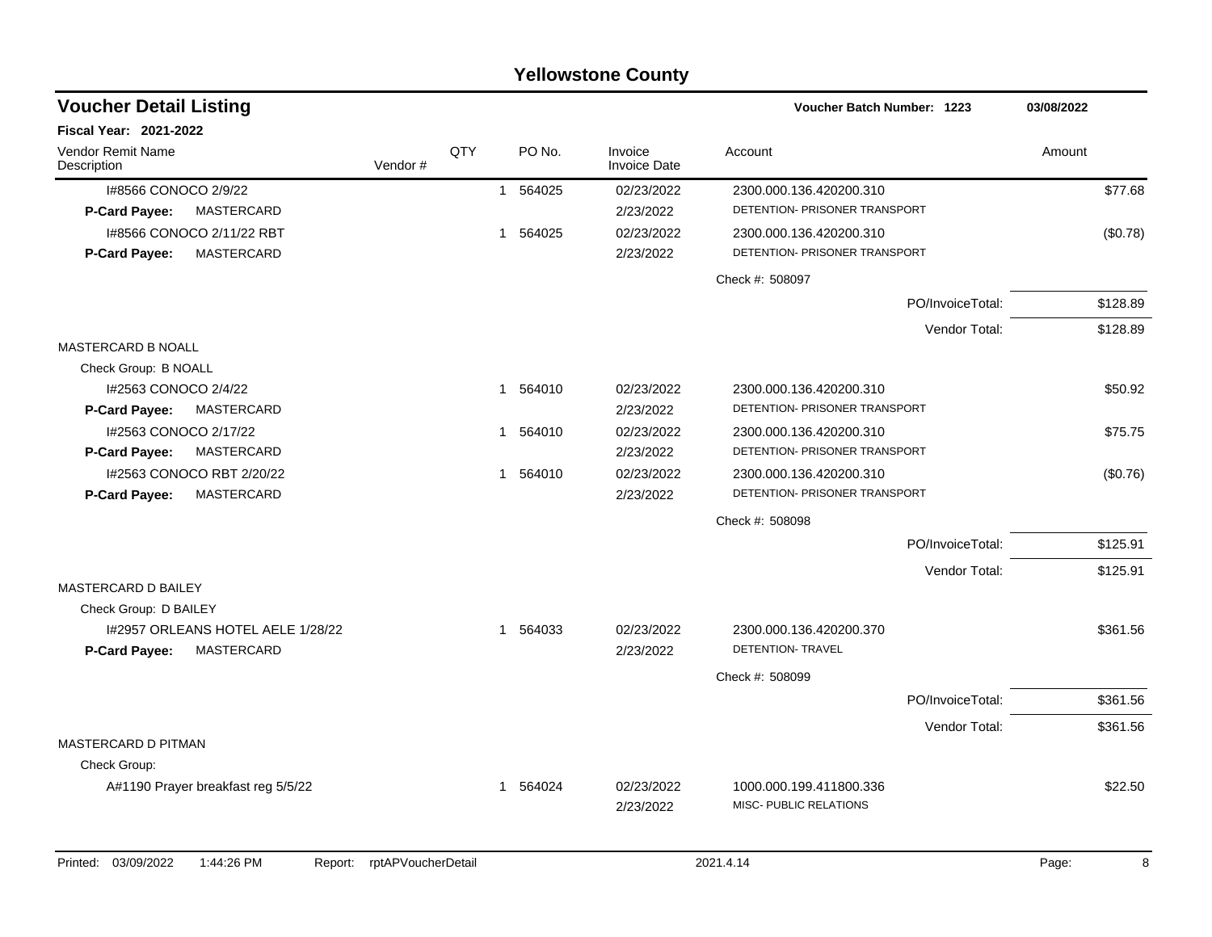# Yellowstone County

## Voucher Detail Listing

**Voucher Batch Number: 1223** 03/08/2022

**Fiscal Year: 2021-2022**

| Vendor Remit Name / Description | Vendor # | QTY | PO No. | Invoice / Invoice Date | Account | Amount |
|---|---|---|---|---|---|---|
| I#8566 CONOCO 2/9/22 | | 1 | 564025 | 02/23/2022 | 2300.000.136.420200.310 | $77.68 |
| **P-Card Payee:** MASTERCARD | | | | 2/23/2022 | DETENTION- PRISONER TRANSPORT | |
| I#8566 CONOCO 2/11/22 RBT | | 1 | 564025 | 02/23/2022 | 2300.000.136.420200.310 | ($0.78) |
| **P-Card Payee:** MASTERCARD | | | | 2/23/2022 | DETENTION- PRISONER TRANSPORT | |
| | | | | | Check #: 508097 | |
| | | | | | PO/InvoiceTotal: | $128.89 |
| | | | | | Vendor Total: | $128.89 |
| MASTERCARD B NOALL | | | | | | |
| Check Group: B NOALL | | | | | | |
| I#2563 CONOCO 2/4/22 | | 1 | 564010 | 02/23/2022 | 2300.000.136.420200.310 | $50.92 |
| **P-Card Payee:** MASTERCARD | | | | 2/23/2022 | DETENTION- PRISONER TRANSPORT | |
| I#2563 CONOCO 2/17/22 | | 1 | 564010 | 02/23/2022 | 2300.000.136.420200.310 | $75.75 |
| **P-Card Payee:** MASTERCARD | | | | 2/23/2022 | DETENTION- PRISONER TRANSPORT | |
| I#2563 CONOCO RBT 2/20/22 | | 1 | 564010 | 02/23/2022 | 2300.000.136.420200.310 | ($0.76) |
| **P-Card Payee:** MASTERCARD | | | | 2/23/2022 | DETENTION- PRISONER TRANSPORT | |
| | | | | | Check #: 508098 | |
| | | | | | PO/InvoiceTotal: | $125.91 |
| | | | | | Vendor Total: | $125.91 |
| MASTERCARD D BAILEY | | | | | | |
| Check Group: D BAILEY | | | | | | |
| I#2957 ORLEANS HOTEL AELE 1/28/22 | | 1 | 564033 | 02/23/2022 | 2300.000.136.420200.370 | $361.56 |
| **P-Card Payee:** MASTERCARD | | | | 2/23/2022 | DETENTION- TRAVEL | |
| | | | | | Check #: 508099 | |
| | | | | | PO/InvoiceTotal: | $361.56 |
| | | | | | Vendor Total: | $361.56 |
| MASTERCARD D PITMAN | | | | | | |
| Check Group: | | | | | | |
| A#1190 Prayer breakfast reg 5/5/22 | | 1 | 564024 | 02/23/2022 | 1000.000.199.411800.336 | $22.50 |
| | | | | 2/23/2022 | MISC- PUBLIC RELATIONS | |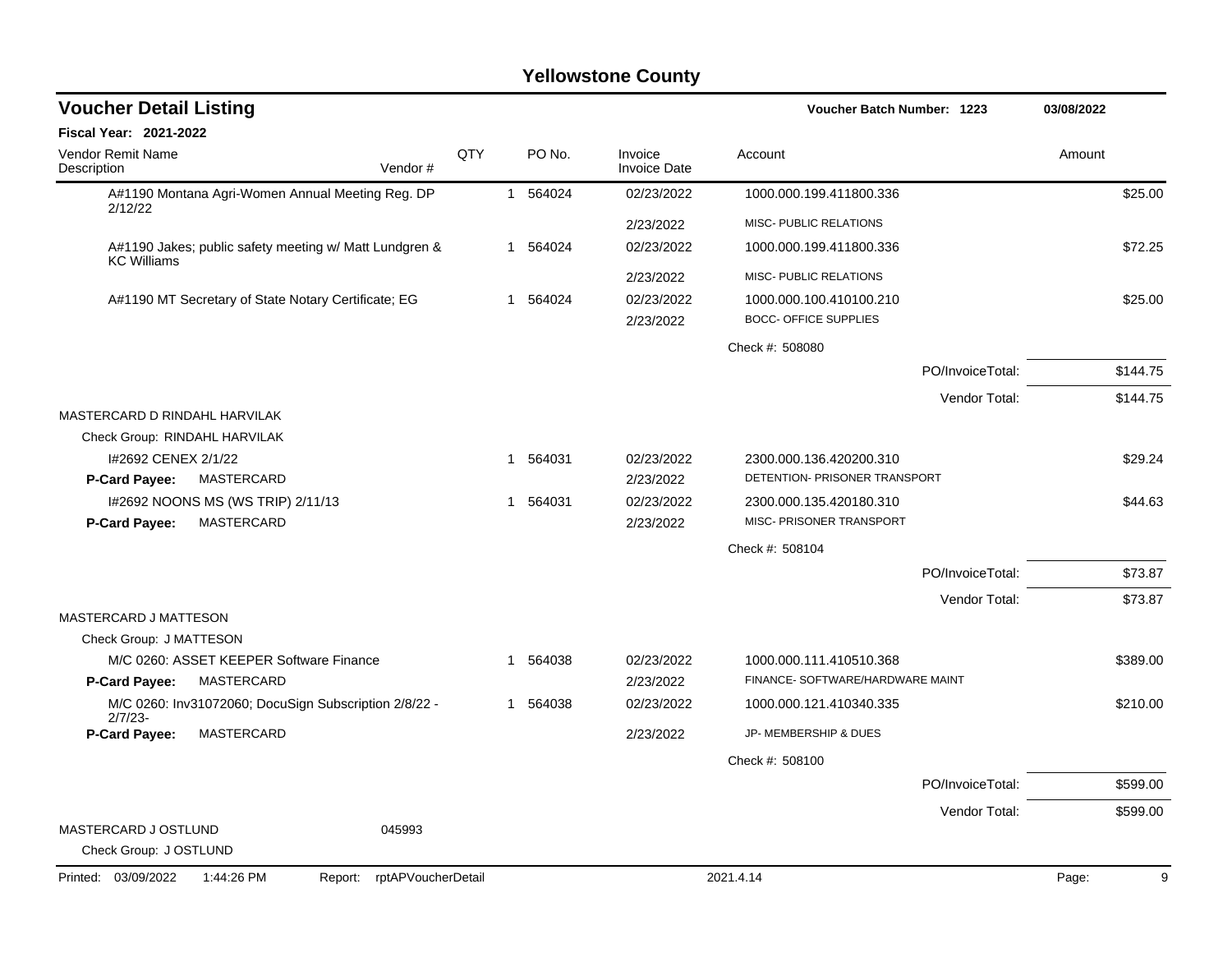# Yellowstone County

## Voucher Detail Listing

**Voucher Batch Number: 1223** | 03/08/2022

**Fiscal Year: 2021-2022**

| Vendor Remit Name / Description | Vendor # | QTY | PO No. | Invoice / Invoice Date | Account | Amount |
|---|---|---|---|---|---|---|
| A#1190 Montana Agri-Women Annual Meeting Reg. DP 2/12/22 | | 1 | 564024 | 02/23/2022 | 1000.000.199.411800.336 | $25.00 |
| | | | | 2/23/2022 | MISC- PUBLIC RELATIONS | |
| A#1190 Jakes; public safety meeting w/ Matt Lundgren & KC Williams | | 1 | 564024 | 02/23/2022 | 1000.000.199.411800.336 | $72.25 |
| | | | | 2/23/2022 | MISC- PUBLIC RELATIONS | |
| A#1190 MT Secretary of State Notary Certificate; EG | | 1 | 564024 | 02/23/2022 | 1000.000.100.410100.210 | $25.00 |
| | | | | 2/23/2022 | BOCC- OFFICE SUPPLIES | |
| | | | | | Check #: 508080 | |
| | | | | | PO/InvoiceTotal: | $144.75 |
| | | | | | Vendor Total: | $144.75 |
| MASTERCARD D RINDAHL HARVILAK | | | | | | |
| Check Group: RINDAHL HARVILAK | | | | | | |
| I#2692 CENEX 2/1/22 | | 1 | 564031 | 02/23/2022 | 2300.000.136.420200.310 | $29.24 |
| **P-Card Payee:** MASTERCARD | | | | 2/23/2022 | DETENTION- PRISONER TRANSPORT | |
| I#2692 NOONS MS (WS TRIP) 2/11/13 | | 1 | 564031 | 02/23/2022 | 2300.000.135.420180.310 | $44.63 |
| **P-Card Payee:** MASTERCARD | | | | 2/23/2022 | MISC- PRISONER TRANSPORT | |
| | | | | | Check #: 508104 | |
| | | | | | PO/InvoiceTotal: | $73.87 |
| | | | | | Vendor Total: | $73.87 |
| MASTERCARD J MATTESON | | | | | | |
| Check Group: J MATTESON | | | | | | |
| M/C 0260: ASSET KEEPER Software Finance | | 1 | 564038 | 02/23/2022 | 1000.000.111.410510.368 | $389.00 |
| **P-Card Payee:** MASTERCARD | | | | 2/23/2022 | FINANCE- SOFTWARE/HARDWARE MAINT | |
| M/C 0260: Inv31072060; DocuSign Subscription 2/8/22 - 2/7/23- | | 1 | 564038 | 02/23/2022 | 1000.000.121.410340.335 | $210.00 |
| **P-Card Payee:** MASTERCARD | | | | 2/23/2022 | JP- MEMBERSHIP & DUES | |
| | | | | | Check #: 508100 | |
| | | | | | PO/InvoiceTotal: | $599.00 |
| | | | | | Vendor Total: | $599.00 |
| MASTERCARD J OSTLUND | 045993 | | | | | |
| Check Group: J OSTLUND | | | | | | |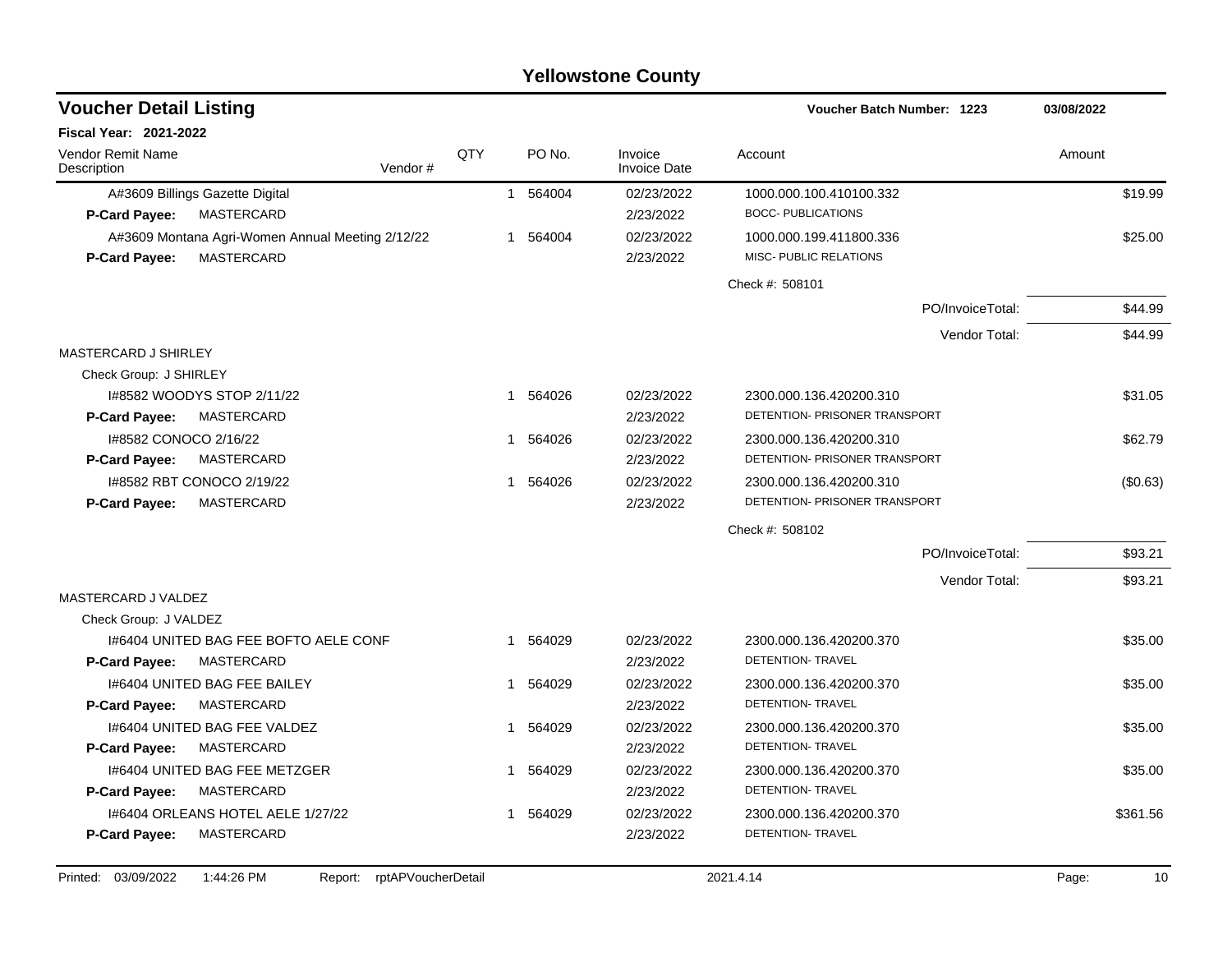# Yellowstone County

## Voucher Detail Listing

**Voucher Batch Number: 1223** 03/08/2022

**Fiscal Year: 2021-2022**

| Vendor Remit Name / Description | Vendor # | QTY | PO No. | Invoice / Invoice Date | Account | Amount |
|---|---|---|---|---|---|---|
| A#3609 Billings Gazette Digital | | 1 | 564004 | 02/23/2022 | 1000.000.100.410100.332 | $19.99 |
| **P-Card Payee:** MASTERCARD | | | | 2/23/2022 | BOCC- PUBLICATIONS | |
| A#3609 Montana Agri-Women Annual Meeting 2/12/22 | | 1 | 564004 | 02/23/2022 | 1000.000.199.411800.336 | $25.00 |
| **P-Card Payee:** MASTERCARD | | | | 2/23/2022 | MISC- PUBLIC RELATIONS | |
| | | | | | Check #: 508101 | |
| | | | | | PO/InvoiceTotal: | $44.99 |
| | | | | | Vendor Total: | $44.99 |
| MASTERCARD J SHIRLEY | | | | | | |
| Check Group: J SHIRLEY | | | | | | |
| I#8582 WOODYS STOP 2/11/22 | | 1 | 564026 | 02/23/2022 | 2300.000.136.420200.310 | $31.05 |
| **P-Card Payee:** MASTERCARD | | | | 2/23/2022 | DETENTION- PRISONER TRANSPORT | |
| I#8582 CONOCO 2/16/22 | | 1 | 564026 | 02/23/2022 | 2300.000.136.420200.310 | $62.79 |
| **P-Card Payee:** MASTERCARD | | | | 2/23/2022 | DETENTION- PRISONER TRANSPORT | |
| I#8582 RBT CONOCO 2/19/22 | | 1 | 564026 | 02/23/2022 | 2300.000.136.420200.310 | ($0.63) |
| **P-Card Payee:** MASTERCARD | | | | 2/23/2022 | DETENTION- PRISONER TRANSPORT | |
| | | | | | Check #: 508102 | |
| | | | | | PO/InvoiceTotal: | $93.21 |
| | | | | | Vendor Total: | $93.21 |
| MASTERCARD J VALDEZ | | | | | | |
| Check Group: J VALDEZ | | | | | | |
| I#6404 UNITED BAG FEE BOFTO AELE CONF | | 1 | 564029 | 02/23/2022 | 2300.000.136.420200.370 | $35.00 |
| **P-Card Payee:** MASTERCARD | | | | 2/23/2022 | DETENTION- TRAVEL | |
| I#6404 UNITED BAG FEE BAILEY | | 1 | 564029 | 02/23/2022 | 2300.000.136.420200.370 | $35.00 |
| **P-Card Payee:** MASTERCARD | | | | 2/23/2022 | DETENTION- TRAVEL | |
| I#6404 UNITED BAG FEE VALDEZ | | 1 | 564029 | 02/23/2022 | 2300.000.136.420200.370 | $35.00 |
| **P-Card Payee:** MASTERCARD | | | | 2/23/2022 | DETENTION- TRAVEL | |
| I#6404 UNITED BAG FEE METZGER | | 1 | 564029 | 02/23/2022 | 2300.000.136.420200.370 | $35.00 |
| **P-Card Payee:** MASTERCARD | | | | 2/23/2022 | DETENTION- TRAVEL | |
| I#6404 ORLEANS HOTEL AELE 1/27/22 | | 1 | 564029 | 02/23/2022 | 2300.000.136.420200.370 | $361.56 |
| **P-Card Payee:** MASTERCARD | | | | 2/23/2022 | DETENTION- TRAVEL | |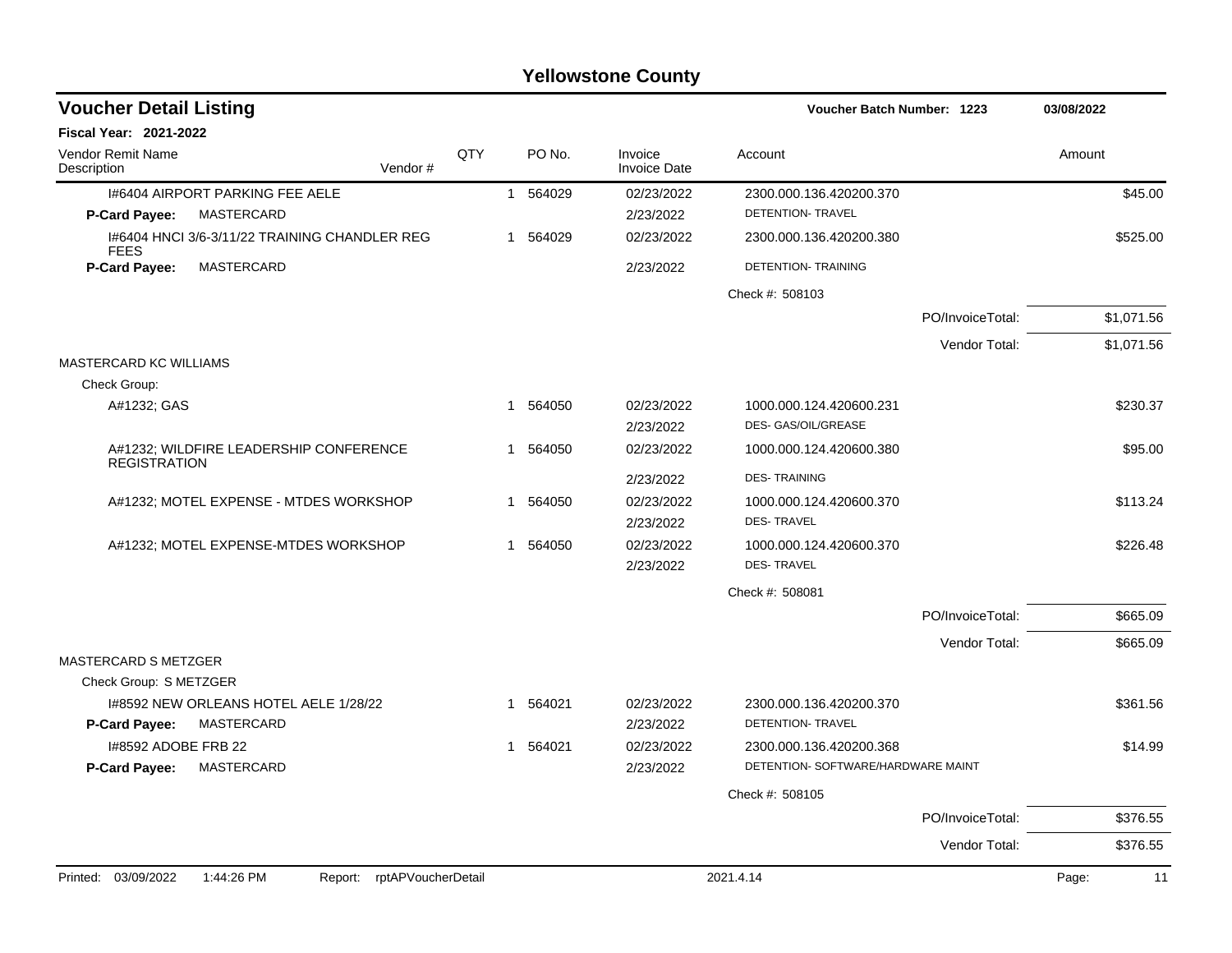# Yellowstone County

## Voucher Detail Listing

Voucher Batch Number: 1223 — 03/08/2022

**Fiscal Year: 2021-2022**

| Vendor Remit Name / Description | Vendor # | QTY | PO No. | Invoice / Invoice Date | Account | Amount |
|---|---|---|---|---|---|---|
| I#6404 AIRPORT PARKING FEE AELE | | 1 | 564029 | 02/23/2022 | 2300.000.136.420200.370 | $45.00 |
| **P-Card Payee:** MASTERCARD | | | | 2/23/2022 | DETENTION- TRAVEL | |
| I#6404 HNCI 3/6-3/11/22 TRAINING CHANDLER REG FEES | | 1 | 564029 | 02/23/2022 | 2300.000.136.420200.380 | $525.00 |
| **P-Card Payee:** MASTERCARD | | | | 2/23/2022 | DETENTION- TRAINING | |
| | | | | | Check #: 508103 | |
| | | | | | PO/InvoiceTotal: | $1,071.56 |
| | | | | | Vendor Total: | $1,071.56 |
| MASTERCARD KC WILLIAMS | | | | | | |
| Check Group: | | | | | | |
| A#1232; GAS | | 1 | 564050 | 02/23/2022 | 1000.000.124.420600.231 | $230.37 |
| | | | | 2/23/2022 | DES- GAS/OIL/GREASE | |
| A#1232; WILDFIRE LEADERSHIP CONFERENCE REGISTRATION | | 1 | 564050 | 02/23/2022 | 1000.000.124.420600.380 | $95.00 |
| | | | | 2/23/2022 | DES- TRAINING | |
| A#1232; MOTEL EXPENSE - MTDES WORKSHOP | | 1 | 564050 | 02/23/2022 | 1000.000.124.420600.370 | $113.24 |
| | | | | 2/23/2022 | DES- TRAVEL | |
| A#1232; MOTEL EXPENSE-MTDES WORKSHOP | | 1 | 564050 | 02/23/2022 | 1000.000.124.420600.370 | $226.48 |
| | | | | 2/23/2022 | DES- TRAVEL | |
| | | | | | Check #: 508081 | |
| | | | | | PO/InvoiceTotal: | $665.09 |
| | | | | | Vendor Total: | $665.09 |
| MASTERCARD S METZGER | | | | | | |
| Check Group: S METZGER | | | | | | |
| I#8592 NEW ORLEANS HOTEL AELE 1/28/22 | | 1 | 564021 | 02/23/2022 | 2300.000.136.420200.370 | $361.56 |
| **P-Card Payee:** MASTERCARD | | | | 2/23/2022 | DETENTION- TRAVEL | |
| I#8592 ADOBE FRB 22 | | 1 | 564021 | 02/23/2022 | 2300.000.136.420200.368 | $14.99 |
| **P-Card Payee:** MASTERCARD | | | | 2/23/2022 | DETENTION- SOFTWARE/HARDWARE MAINT | |
| | | | | | Check #: 508105 | |
| | | | | | PO/InvoiceTotal: | $376.55 |
| | | | | | Vendor Total: | $376.55 |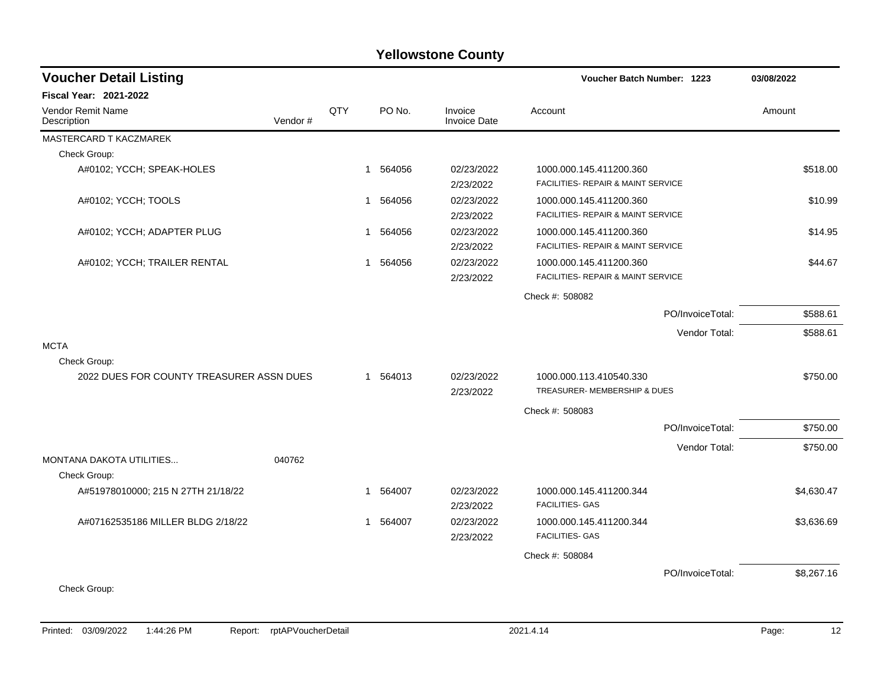# Yellowstone County

## Voucher Detail Listing

**Voucher Batch Number: 1223** — 03/08/2022

**Fiscal Year: 2021-2022**

| Vendor Remit Name / Description | Vendor # | QTY | PO No. | Invoice / Invoice Date | Account | Amount |
|---|---|---|---|---|---|---|
| MASTERCARD T KACZMAREK | | | | | | |
| Check Group: | | | | | | |
| A#0102; YCCH; SPEAK-HOLES | | 1 | 564056 | 02/23/2022 / 2/23/2022 | 1000.000.145.411200.360 FACILITIES- REPAIR & MAINT SERVICE | $518.00 |
| A#0102; YCCH; TOOLS | | 1 | 564056 | 02/23/2022 / 2/23/2022 | 1000.000.145.411200.360 FACILITIES- REPAIR & MAINT SERVICE | $10.99 |
| A#0102; YCCH; ADAPTER PLUG | | 1 | 564056 | 02/23/2022 / 2/23/2022 | 1000.000.145.411200.360 FACILITIES- REPAIR & MAINT SERVICE | $14.95 |
| A#0102; YCCH; TRAILER RENTAL | | 1 | 564056 | 02/23/2022 / 2/23/2022 | 1000.000.145.411200.360 FACILITIES- REPAIR & MAINT SERVICE | $44.67 |
| | | | | | Check #: 508082 | |
| | | | | | PO/InvoiceTotal: | $588.61 |
| | | | | | Vendor Total: | $588.61 |
| MCTA | | | | | | |
| Check Group: | | | | | | |
| 2022 DUES FOR COUNTY TREASURER ASSN DUES | | 1 | 564013 | 02/23/2022 / 2/23/2022 | 1000.000.113.410540.330 TREASURER- MEMBERSHIP & DUES | $750.00 |
| | | | | | Check #: 508083 | |
| | | | | | PO/InvoiceTotal: | $750.00 |
| | | | | | Vendor Total: | $750.00 |
| MONTANA DAKOTA UTILITIES... | 040762 | | | | | |
| Check Group: | | | | | | |
| A#51978010000; 215 N 27TH 21/18/22 | | 1 | 564007 | 02/23/2022 / 2/23/2022 | 1000.000.145.411200.344 FACILITIES- GAS | $4,630.47 |
| A#07162535186 MILLER BLDG 2/18/22 | | 1 | 564007 | 02/23/2022 / 2/23/2022 | 1000.000.145.411200.344 FACILITIES- GAS | $3,636.69 |
| | | | | | Check #: 508084 | |
| | | | | | PO/InvoiceTotal: | $8,267.16 |
| Check Group: | | | | | | |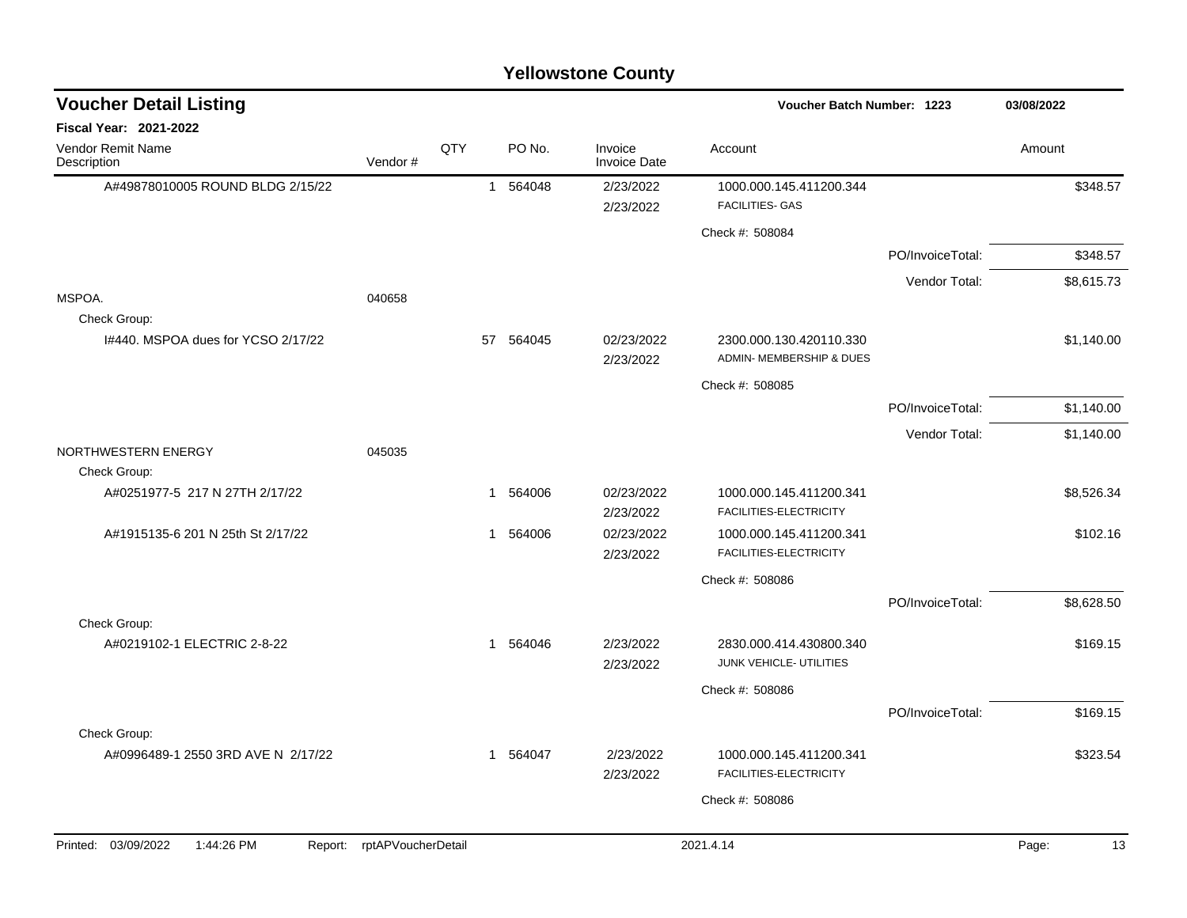# Yellowstone County

## Voucher Detail Listing

**Voucher Batch Number: 1223** 03/08/2022

**Fiscal Year: 2021-2022**

| Vendor Remit Name / Description | Vendor # | QTY | PO No. | Invoice / Invoice Date | Account | | Amount |
|---|---|---|---|---|---|---|---|
| A#49878010005 ROUND BLDG 2/15/22 | | 1 | 564048 | 2/23/2022<br>2/23/2022 | 1000.000.145.411200.344<br>FACILITIES- GAS | | $348.57 |
| | | | | | Check #: 508084 | | |
| | | | | | | PO/InvoiceTotal: | $348.57 |
| | | | | | | Vendor Total: | $8,615.73 |
| MSPOA. | 040658 | | | | | | |
| Check Group: | | | | | | | |
| I#440. MSPOA dues for YCSO 2/17/22 | | 57 | 564045 | 02/23/2022<br>2/23/2022 | 2300.000.130.420110.330<br>ADMIN- MEMBERSHIP & DUES | | $1,140.00 |
| | | | | | Check #: 508085 | | |
| | | | | | | PO/InvoiceTotal: | $1,140.00 |
| | | | | | | Vendor Total: | $1,140.00 |
| NORTHWESTERN ENERGY | 045035 | | | | | | |
| Check Group: | | | | | | | |
| A#0251977-5 217 N 27TH 2/17/22 | | 1 | 564006 | 02/23/2022<br>2/23/2022 | 1000.000.145.411200.341<br>FACILITIES-ELECTRICITY | | $8,526.34 |
| A#1915135-6 201 N 25th St 2/17/22 | | 1 | 564006 | 02/23/2022<br>2/23/2022 | 1000.000.145.411200.341<br>FACILITIES-ELECTRICITY | | $102.16 |
| | | | | | Check #: 508086 | | |
| | | | | | | PO/InvoiceTotal: | $8,628.50 |
| Check Group: | | | | | | | |
| A#0219102-1 ELECTRIC 2-8-22 | | 1 | 564046 | 2/23/2022<br>2/23/2022 | 2830.000.414.430800.340<br>JUNK VEHICLE- UTILITIES | | $169.15 |
| | | | | | Check #: 508086 | | |
| | | | | | | PO/InvoiceTotal: | $169.15 |
| Check Group: | | | | | | | |
| A#0996489-1 2550 3RD AVE N 2/17/22 | | 1 | 564047 | 2/23/2022<br>2/23/2022 | 1000.000.145.411200.341<br>FACILITIES-ELECTRICITY | | $323.54 |
| | | | | | Check #: 508086 | | |

Printed: 03/09/2022 1:44:26 PM Report: rptAPVoucherDetail 2021.4.14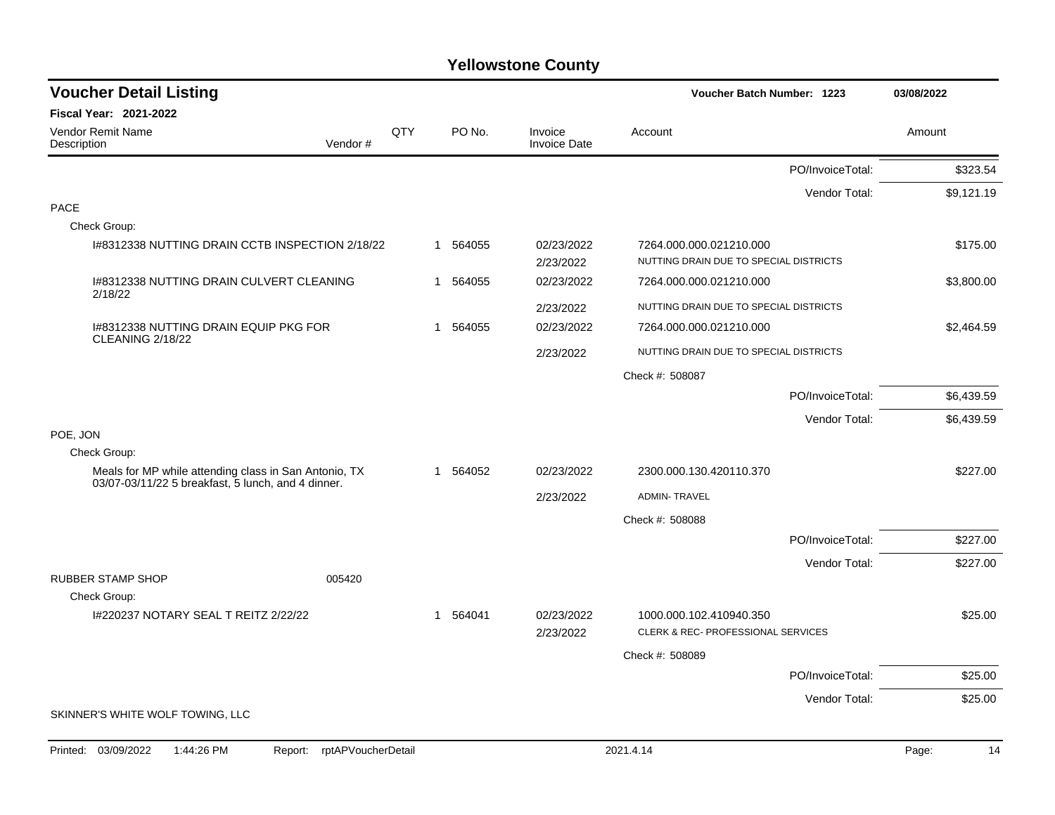# Yellowstone County

## Voucher Detail Listing

Voucher Batch Number: 1223 — 03/08/2022

**Fiscal Year: 2021-2022**

| Vendor Remit Name / Description | Vendor # | QTY | PO No. | Invoice / Invoice Date | Account | Amount |
|---|---|---|---|---|---|---|
| | | | | | PO/InvoiceTotal: | $323.54 |
| | | | | | Vendor Total: | $9,121.19 |
| PACE | | | | | | |
| Check Group: | | | | | | |
| I#8312338 NUTTING DRAIN CCTB INSPECTION 2/18/22 | | 1 | 564055 | 02/23/2022<br>2/23/2022 | 7264.000.000.021210.000<br>NUTTING DRAIN DUE TO SPECIAL DISTRICTS | $175.00 |
| I#8312338 NUTTING DRAIN CULVERT CLEANING 2/18/22 | | 1 | 564055 | 02/23/2022<br>2/23/2022 | 7264.000.000.021210.000<br>NUTTING DRAIN DUE TO SPECIAL DISTRICTS | $3,800.00 |
| I#8312338 NUTTING DRAIN EQUIP PKG FOR CLEANING 2/18/22 | | 1 | 564055 | 02/23/2022<br>2/23/2022 | 7264.000.000.021210.000<br>NUTTING DRAIN DUE TO SPECIAL DISTRICTS | $2,464.59 |
| | | | | | Check #: 508087 | |
| | | | | | PO/InvoiceTotal: | $6,439.59 |
| | | | | | Vendor Total: | $6,439.59 |
| POE, JON | | | | | | |
| Check Group: | | | | | | |
| Meals for MP while attending class in San Antonio, TX 03/07-03/11/22 5 breakfast, 5 lunch, and 4 dinner. | | 1 | 564052 | 02/23/2022<br>2/23/2022 | 2300.000.130.420110.370<br>ADMIN- TRAVEL | $227.00 |
| | | | | | Check #: 508088 | |
| | | | | | PO/InvoiceTotal: | $227.00 |
| | | | | | Vendor Total: | $227.00 |
| RUBBER STAMP SHOP | 005420 | | | | | |
| Check Group: | | | | | | |
| I#220237 NOTARY SEAL T REITZ 2/22/22 | | 1 | 564041 | 02/23/2022<br>2/23/2022 | 1000.000.102.410940.350<br>CLERK & REC- PROFESSIONAL SERVICES | $25.00 |
| | | | | | Check #: 508089 | |
| | | | | | PO/InvoiceTotal: | $25.00 |
| | | | | | Vendor Total: | $25.00 |
| SKINNER'S WHITE WOLF TOWING, LLC | | | | | | |

Printed: 03/09/2022 1:44:26 PM Report: rptAPVoucherDetail 2021.4.14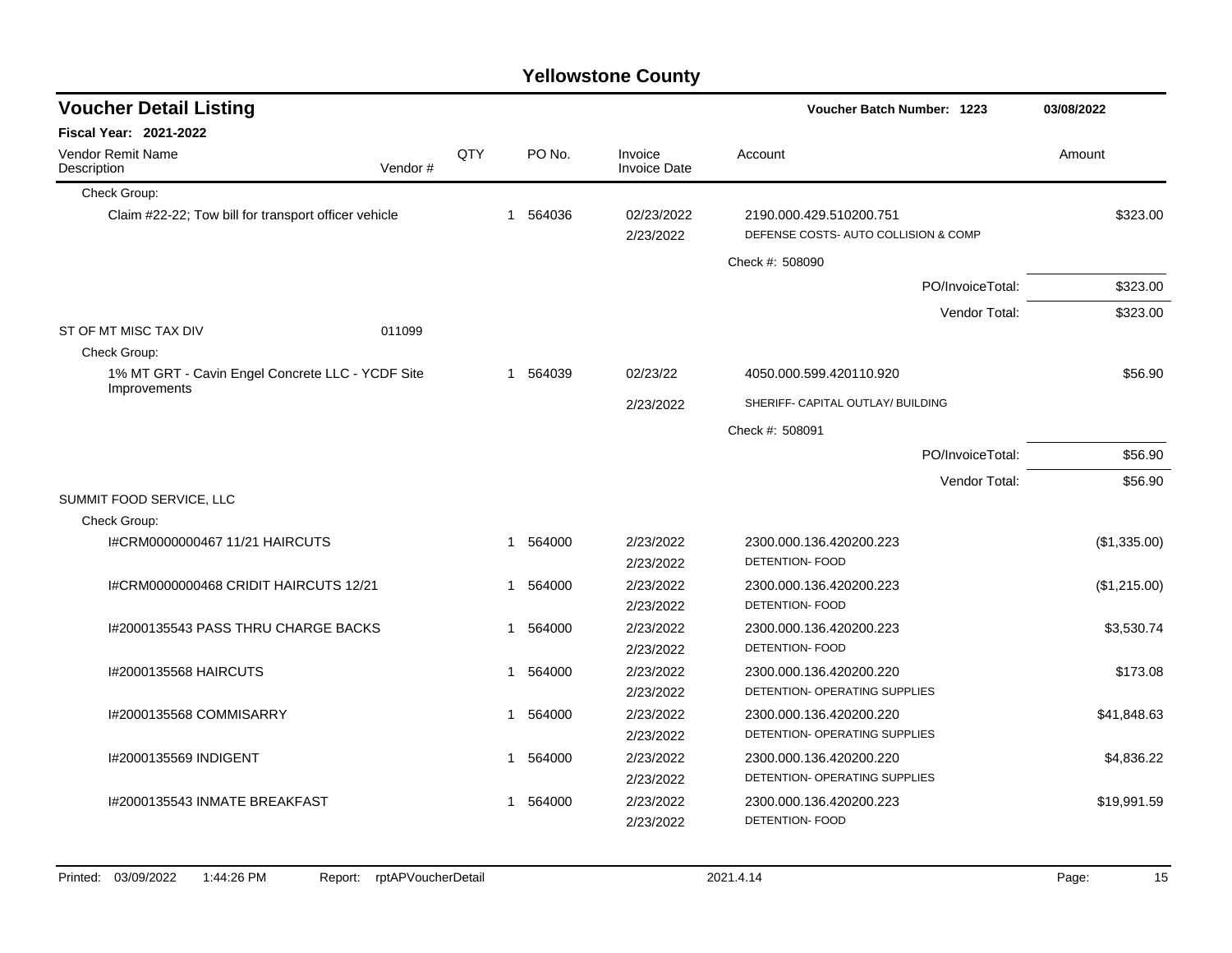# Yellowstone County

## Voucher Detail Listing

**Voucher Batch Number: 1223** — 03/08/2022

**Fiscal Year: 2021-2022**

| Vendor Remit Name / Description | Vendor # | QTY | PO No. | Invoice / Invoice Date | Account | Amount |
|---|---|---|---|---|---|---|
| Check Group: | | | | | | |
| Claim #22-22; Tow bill for transport officer vehicle | | 1 | 564036 | 02/23/2022<br>2/23/2022 | 2190.000.429.510200.751<br>DEFENSE COSTS- AUTO COLLISION & COMP | $323.00 |
| | | | | | Check #: 508090 | |
| | | | | | PO/InvoiceTotal: | $323.00 |
| | | | | | Vendor Total: | $323.00 |
| ST OF MT MISC TAX DIV | 011099 | | | | | |
| Check Group: | | | | | | |
| 1% MT GRT - Cavin Engel Concrete LLC - YCDF Site Improvements | | 1 | 564039 | 02/23/22<br>2/23/2022 | 4050.000.599.420110.920<br>SHERIFF- CAPITAL OUTLAY/ BUILDING | $56.90 |
| | | | | | Check #: 508091 | |
| | | | | | PO/InvoiceTotal: | $56.90 |
| | | | | | Vendor Total: | $56.90 |
| SUMMIT FOOD SERVICE, LLC | | | | | | |
| Check Group: | | | | | | |
| I#CRM0000000467 11/21 HAIRCUTS | | 1 | 564000 | 2/23/2022<br>2/23/2022 | 2300.000.136.420200.223<br>DETENTION- FOOD | ($1,335.00) |
| I#CRM0000000468 CRIDIT HAIRCUTS 12/21 | | 1 | 564000 | 2/23/2022<br>2/23/2022 | 2300.000.136.420200.223<br>DETENTION- FOOD | ($1,215.00) |
| I#2000135543 PASS THRU CHARGE BACKS | | 1 | 564000 | 2/23/2022<br>2/23/2022 | 2300.000.136.420200.223<br>DETENTION- FOOD | $3,530.74 |
| I#2000135568 HAIRCUTS | | 1 | 564000 | 2/23/2022<br>2/23/2022 | 2300.000.136.420200.220<br>DETENTION- OPERATING SUPPLIES | $173.08 |
| I#2000135568 COMMISARRY | | 1 | 564000 | 2/23/2022<br>2/23/2022 | 2300.000.136.420200.220<br>DETENTION- OPERATING SUPPLIES | $41,848.63 |
| I#2000135569 INDIGENT | | 1 | 564000 | 2/23/2022<br>2/23/2022 | 2300.000.136.420200.220<br>DETENTION- OPERATING SUPPLIES | $4,836.22 |
| I#2000135543 INMATE BREAKFAST | | 1 | 564000 | 2/23/2022<br>2/23/2022 | 2300.000.136.420200.223<br>DETENTION- FOOD | $19,991.59 |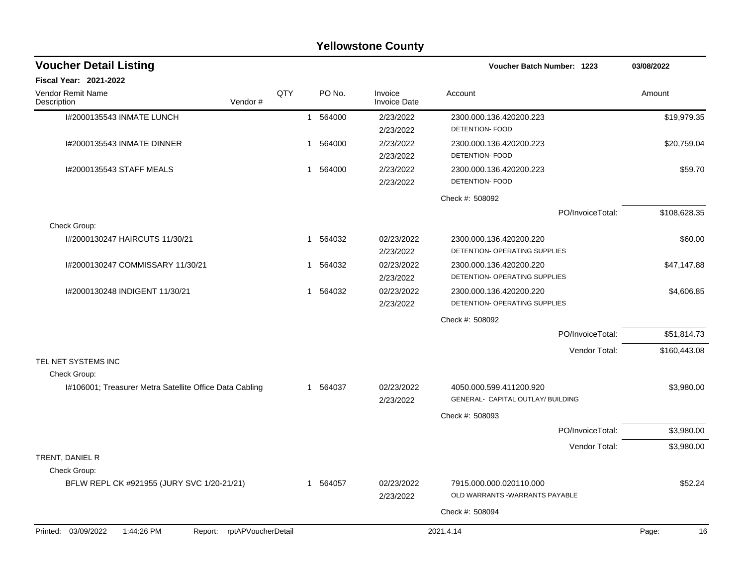# Yellowstone County

## Voucher Detail Listing

**Voucher Batch Number: 1223** — **03/08/2022**

**Fiscal Year: 2021-2022**

| Vendor Remit Name / Description | Vendor # | QTY | PO No. | Invoice / Invoice Date | Account | Amount |
|---|---|---|---|---|---|---|
| I#2000135543 INMATE LUNCH | | 1 | 564000 | 2/23/2022<br>2/23/2022 | 2300.000.136.420200.223<br>DETENTION- FOOD | $19,979.35 |
| I#2000135543 INMATE DINNER | | 1 | 564000 | 2/23/2022<br>2/23/2022 | 2300.000.136.420200.223<br>DETENTION- FOOD | $20,759.04 |
| I#2000135543 STAFF MEALS | | 1 | 564000 | 2/23/2022<br>2/23/2022 | 2300.000.136.420200.223<br>DETENTION- FOOD | $59.70 |
| | | | | | Check #: 508092 | |
| | | | | | PO/InvoiceTotal: | $108,628.35 |
| Check Group: | | | | | | |
| I#2000130247 HAIRCUTS 11/30/21 | | 1 | 564032 | 02/23/2022<br>2/23/2022 | 2300.000.136.420200.220<br>DETENTION- OPERATING SUPPLIES | $60.00 |
| I#2000130247 COMMISSARY 11/30/21 | | 1 | 564032 | 02/23/2022<br>2/23/2022 | 2300.000.136.420200.220<br>DETENTION- OPERATING SUPPLIES | $47,147.88 |
| I#2000130248 INDIGENT 11/30/21 | | 1 | 564032 | 02/23/2022<br>2/23/2022 | 2300.000.136.420200.220<br>DETENTION- OPERATING SUPPLIES | $4,606.85 |
| | | | | | Check #: 508092 | |
| | | | | | PO/InvoiceTotal: | $51,814.73 |
| | | | | | Vendor Total: | $160,443.08 |
| TEL NET SYSTEMS INC | | | | | | |
| Check Group: | | | | | | |
| I#106001; Treasurer Metra Satellite Office Data Cabling | | 1 | 564037 | 02/23/2022<br>2/23/2022 | 4050.000.599.411200.920<br>GENERAL- CAPITAL OUTLAY/ BUILDING | $3,980.00 |
| | | | | | Check #: 508093 | |
| | | | | | PO/InvoiceTotal: | $3,980.00 |
| | | | | | Vendor Total: | $3,980.00 |
| TRENT, DANIEL R | | | | | | |
| Check Group: | | | | | | |
| BFLW REPL CK #921955 (JURY SVC 1/20-21/21) | | 1 | 564057 | 02/23/2022<br>2/23/2022 | 7915.000.000.020110.000<br>OLD WARRANTS -WARRANTS PAYABLE | $52.24 |
| | | | | | Check #: 508094 | |

Printed: 03/09/2022 1:44:26 PM Report: rptAPVoucherDetail 2021.4.14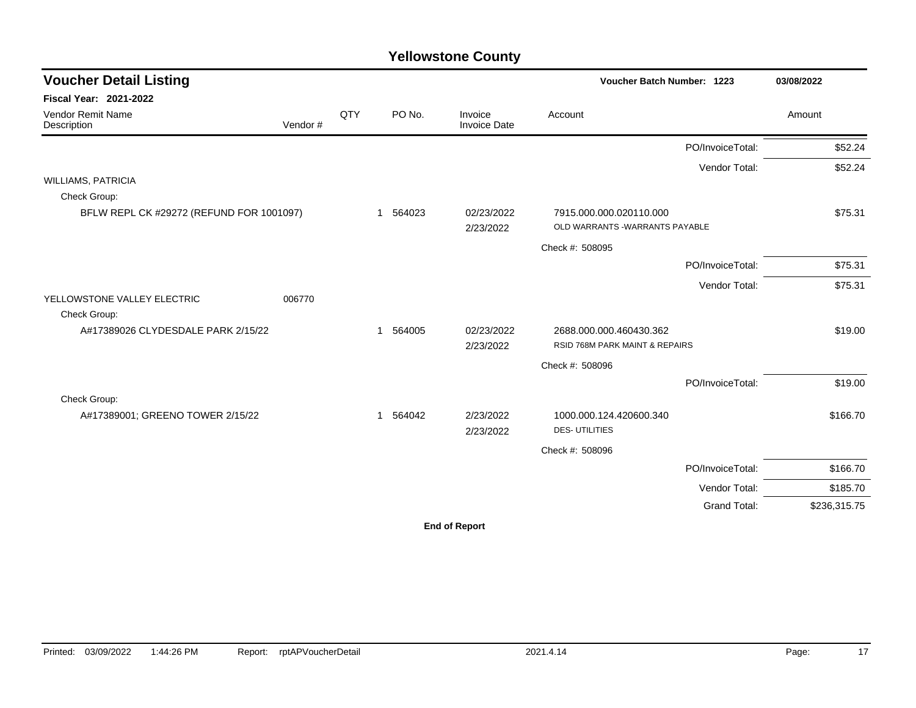# Yellowstone County

## Voucher Detail Listing

**Voucher Batch Number: 1223** 03/08/2022

**Fiscal Year: 2021-2022**

| Vendor Remit Name / Description | Vendor # | QTY | PO No. | Invoice / Invoice Date | Account | Amount |
|---|---|---|---|---|---|---|
| | | | | | PO/InvoiceTotal: | $52.24 |
| | | | | | Vendor Total: | $52.24 |
| WILLIAMS, PATRICIA | | | | | | |
| Check Group: | | | | | | |
| BFLW REPL CK #29272 (REFUND FOR 1001097) | | 1 | 564023 | 02/23/2022 2/23/2022 | 7915.000.000.020110.000 OLD WARRANTS -WARRANTS PAYABLE | $75.31 |
| | | | | | Check #: 508095 | |
| | | | | | PO/InvoiceTotal: | $75.31 |
| | | | | | Vendor Total: | $75.31 |
| YELLOWSTONE VALLEY ELECTRIC | 006770 | | | | | |
| Check Group: | | | | | | |
| A#17389026 CLYDESDALE PARK 2/15/22 | | 1 | 564005 | 02/23/2022 2/23/2022 | 2688.000.000.460430.362 RSID 768M PARK MAINT & REPAIRS | $19.00 |
| | | | | | Check #: 508096 | |
| | | | | | PO/InvoiceTotal: | $19.00 |
| Check Group: | | | | | | |
| A#17389001; GREENO TOWER 2/15/22 | | 1 | 564042 | 2/23/2022 2/23/2022 | 1000.000.124.420600.340 DES- UTILITIES | $166.70 |
| | | | | | Check #: 508096 | |
| | | | | | PO/InvoiceTotal: | $166.70 |
| | | | | | Vendor Total: | $185.70 |
| | | | | | Grand Total: | $236,315.75 |

**End of Report**